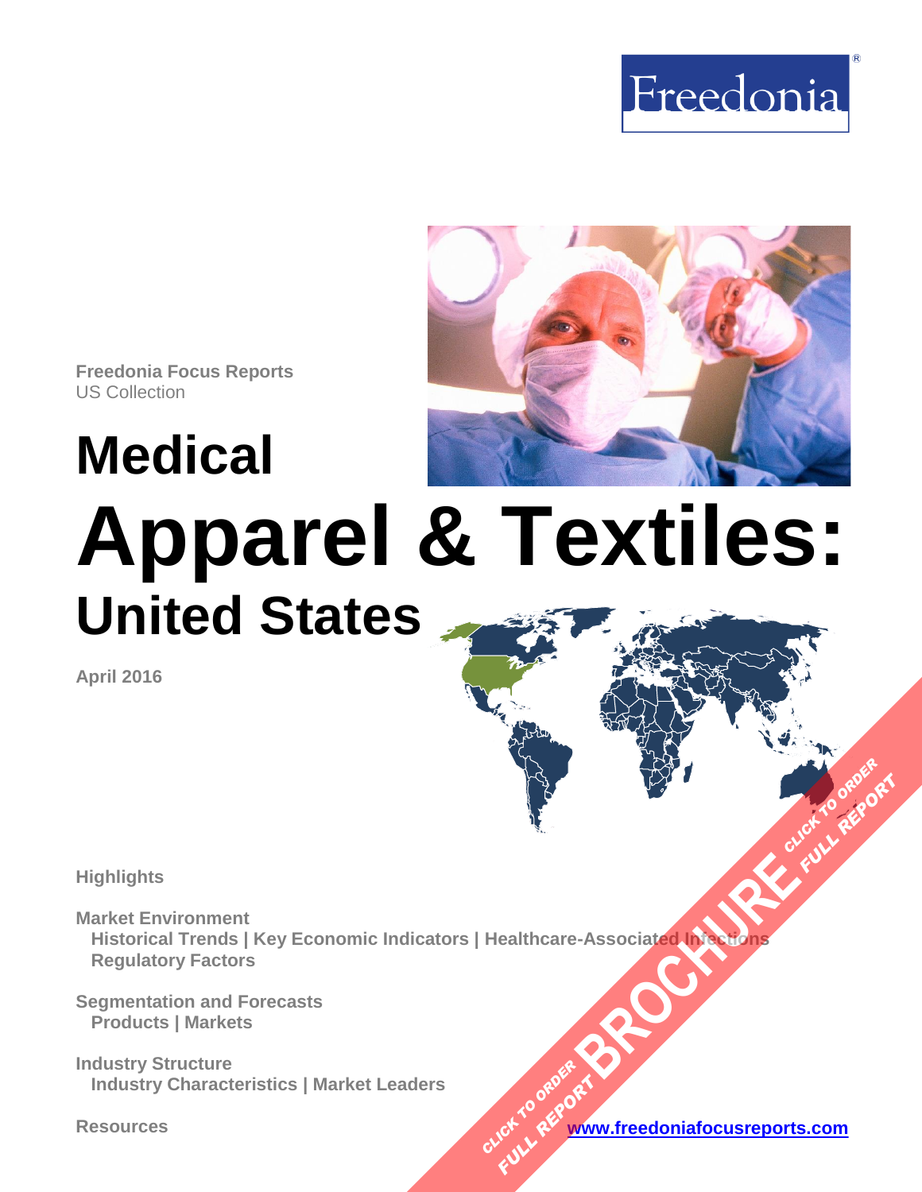Freedonia

Freedonia Focus Reports
US Collection

# Medical Apparel & Textiles: United States

April 2016

**Highlights**

**Market Environment**
Historical Trends | Key Economic Indicators | Healthcare-Associated Infections
Regulatory Factors

**Segmentation and Forecasts**
Products | Markets

**Industry Structure**
Industry Characteristics | Market Leaders

**Resources**

CLICK TO ORDER FULL REPORT BROCHURE CLICK TO ORDER FULL REPORT

www.freedoniafocusreports.com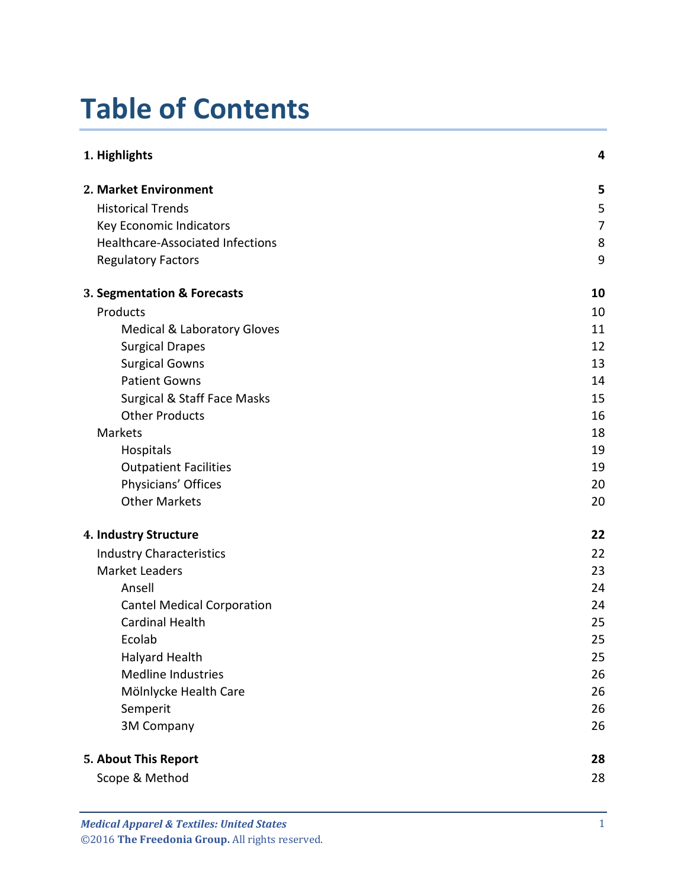# Table of Contents

| | |
|---|---|
| **1. Highlights** | **4** |
| **2. Market Environment** | **5** |
| Historical Trends | 5 |
| Key Economic Indicators | 7 |
| Healthcare-Associated Infections | 8 |
| Regulatory Factors | 9 |
| **3. Segmentation & Forecasts** | **10** |
| Products | 10 |
| Medical & Laboratory Gloves | 11 |
| Surgical Drapes | 12 |
| Surgical Gowns | 13 |
| Patient Gowns | 14 |
| Surgical & Staff Face Masks | 15 |
| Other Products | 16 |
| Markets | 18 |
| Hospitals | 19 |
| Outpatient Facilities | 19 |
| Physicians' Offices | 20 |
| Other Markets | 20 |
| **4. Industry Structure** | **22** |
| Industry Characteristics | 22 |
| Market Leaders | 23 |
| Ansell | 24 |
| Cantel Medical Corporation | 24 |
| Cardinal Health | 25 |
| Ecolab | 25 |
| Halyard Health | 25 |
| Medline Industries | 26 |
| Mölnlycke Health Care | 26 |
| Semperit | 26 |
| 3M Company | 26 |
| **5. About This Report** | **28** |
| Scope & Method | 28 |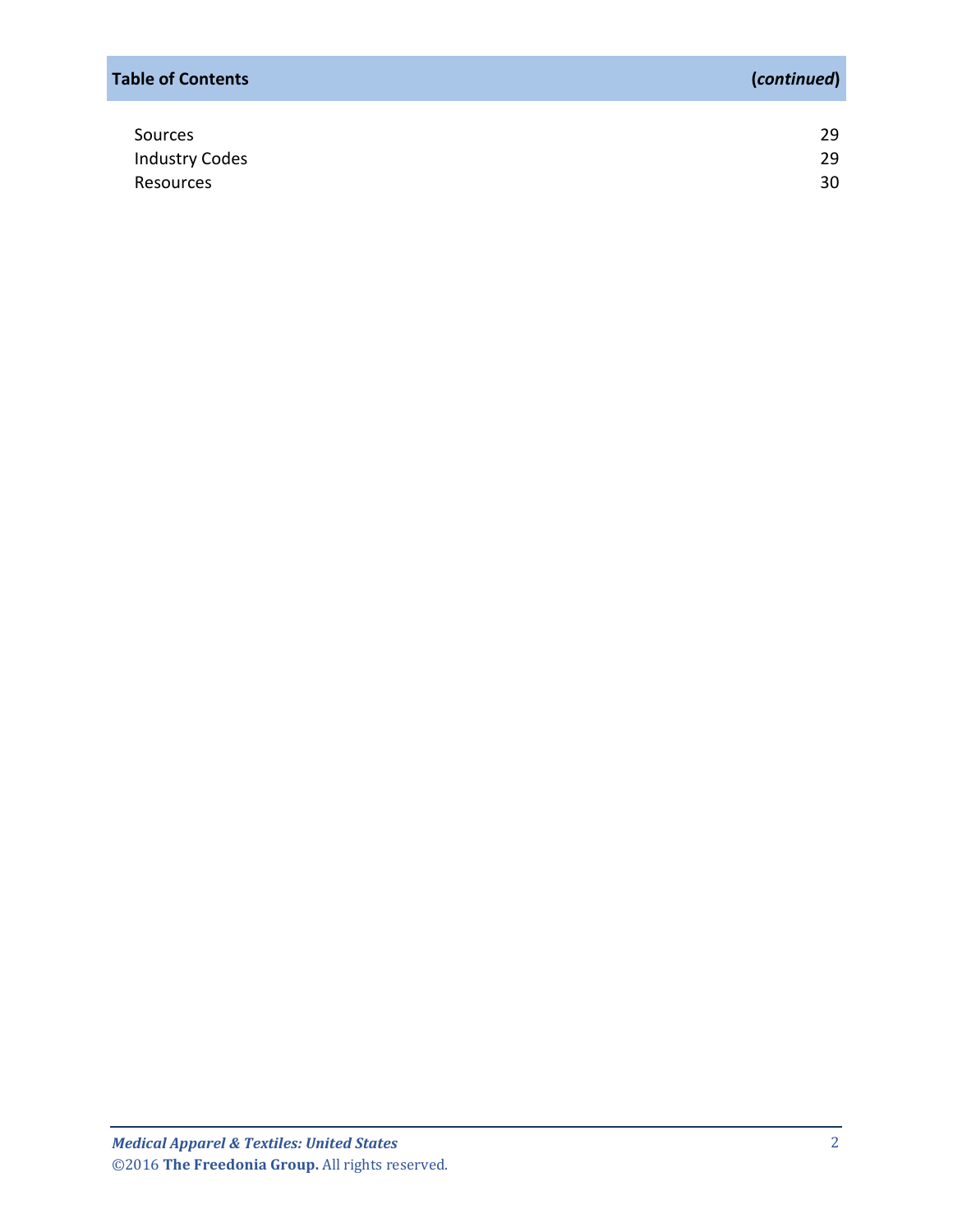## Table of Contents (*continued*)

| | |
|---|---|
| Sources | 29 |
| Industry Codes | 29 |
| Resources | 30 |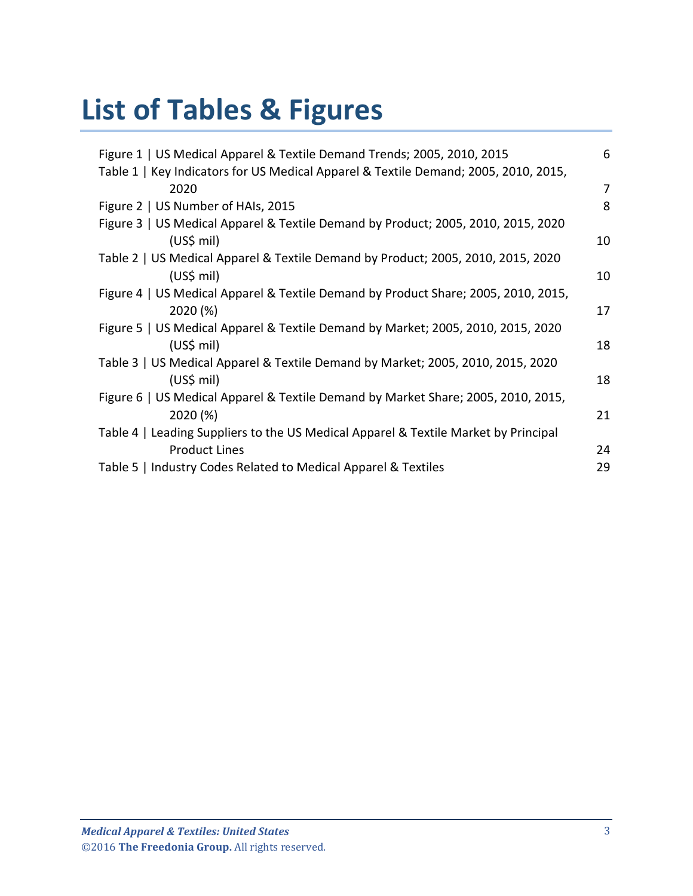# List of Tables & Figures

| | |
|---|---|
| Figure 1 \| US Medical Apparel & Textile Demand Trends; 2005, 2010, 2015 | 6 |
| Table 1 \| Key Indicators for US Medical Apparel & Textile Demand; 2005, 2010, 2015, 2020 | 7 |
| Figure 2 \| US Number of HAIs, 2015 | 8 |
| Figure 3 \| US Medical Apparel & Textile Demand by Product; 2005, 2010, 2015, 2020 (US$ mil) | 10 |
| Table 2 \| US Medical Apparel & Textile Demand by Product; 2005, 2010, 2015, 2020 (US$ mil) | 10 |
| Figure 4 \| US Medical Apparel & Textile Demand by Product Share; 2005, 2010, 2015, 2020 (%) | 17 |
| Figure 5 \| US Medical Apparel & Textile Demand by Market; 2005, 2010, 2015, 2020 (US$ mil) | 18 |
| Table 3 \| US Medical Apparel & Textile Demand by Market; 2005, 2010, 2015, 2020 (US$ mil) | 18 |
| Figure 6 \| US Medical Apparel & Textile Demand by Market Share; 2005, 2010, 2015, 2020 (%) | 21 |
| Table 4 \| Leading Suppliers to the US Medical Apparel & Textile Market by Principal Product Lines | 24 |
| Table 5 \| Industry Codes Related to Medical Apparel & Textiles | 29 |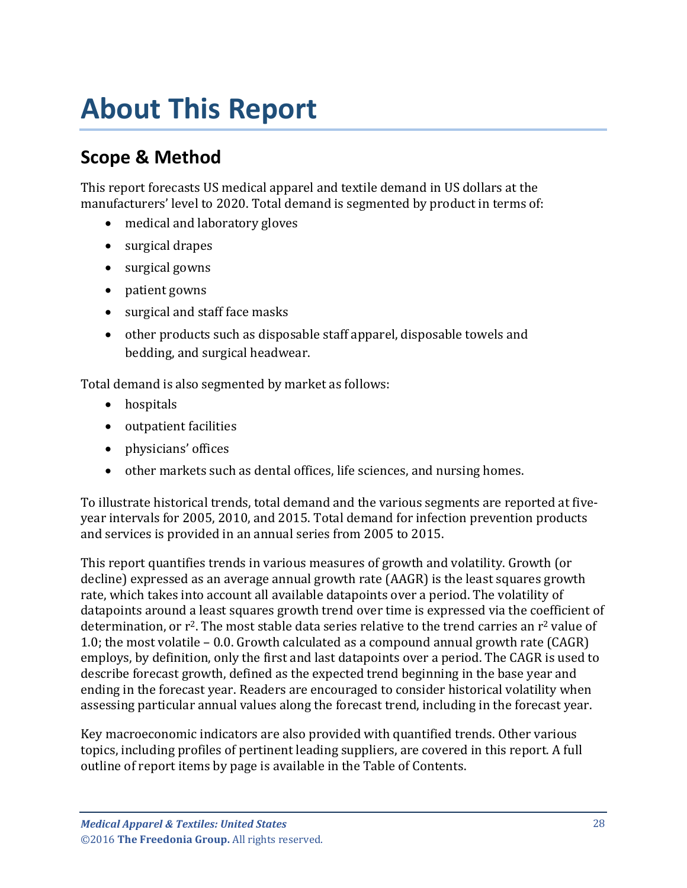# About This Report

## Scope & Method

This report forecasts US medical apparel and textile demand in US dollars at the manufacturers' level to 2020. Total demand is segmented by product in terms of:

- medical and laboratory gloves
- surgical drapes
- surgical gowns
- patient gowns
- surgical and staff face masks
- other products such as disposable staff apparel, disposable towels and bedding, and surgical headwear.

Total demand is also segmented by market as follows:

- hospitals
- outpatient facilities
- physicians' offices
- other markets such as dental offices, life sciences, and nursing homes.

To illustrate historical trends, total demand and the various segments are reported at five-year intervals for 2005, 2010, and 2015. Total demand for infection prevention products and services is provided in an annual series from 2005 to 2015.

This report quantifies trends in various measures of growth and volatility. Growth (or decline) expressed as an average annual growth rate (AAGR) is the least squares growth rate, which takes into account all available datapoints over a period. The volatility of datapoints around a least squares growth trend over time is expressed via the coefficient of determination, or $r^2$. The most stable data series relative to the trend carries an $r^2$ value of 1.0; the most volatile – 0.0. Growth calculated as a compound annual growth rate (CAGR) employs, by definition, only the first and last datapoints over a period. The CAGR is used to describe forecast growth, defined as the expected trend beginning in the base year and ending in the forecast year. Readers are encouraged to consider historical volatility when assessing particular annual values along the forecast trend, including in the forecast year.

Key macroeconomic indicators are also provided with quantified trends. Other various topics, including profiles of pertinent leading suppliers, are covered in this report. A full outline of report items by page is available in the Table of Contents.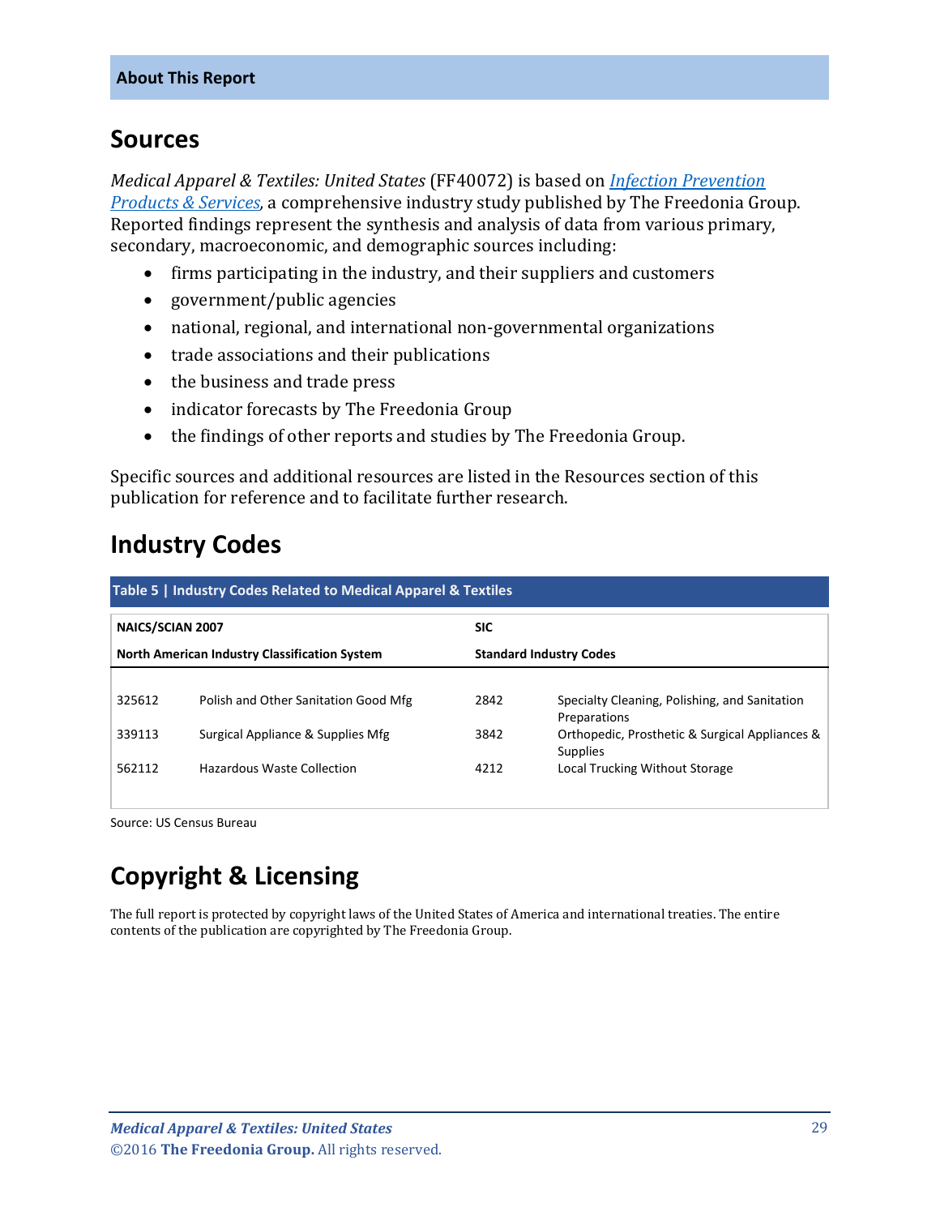About This Report

## Sources

*Medical Apparel & Textiles: United States* (FF40072) is based on *Infection Prevention Products & Services*, a comprehensive industry study published by The Freedonia Group. Reported findings represent the synthesis and analysis of data from various primary, secondary, macroeconomic, and demographic sources including:

- firms participating in the industry, and their suppliers and customers
- government/public agencies
- national, regional, and international non-governmental organizations
- trade associations and their publications
- the business and trade press
- indicator forecasts by The Freedonia Group
- the findings of other reports and studies by The Freedonia Group.

Specific sources and additional resources are listed in the Resources section of this publication for reference and to facilitate further research.

## Industry Codes

**Table 5 | Industry Codes Related to Medical Apparel & Textiles**

| NAICS/SCIAN 2007 | North American Industry Classification System | SIC | Standard Industry Codes |
|---|---|---|---|
| 325612 | Polish and Other Sanitation Good Mfg | 2842 | Specialty Cleaning, Polishing, and Sanitation Preparations |
| 339113 | Surgical Appliance & Supplies Mfg | 3842 | Orthopedic, Prosthetic & Surgical Appliances & Supplies |
| 562112 | Hazardous Waste Collection | 4212 | Local Trucking Without Storage |

Source: US Census Bureau

## Copyright & Licensing

The full report is protected by copyright laws of the United States of America and international treaties. The entire contents of the publication are copyrighted by The Freedonia Group.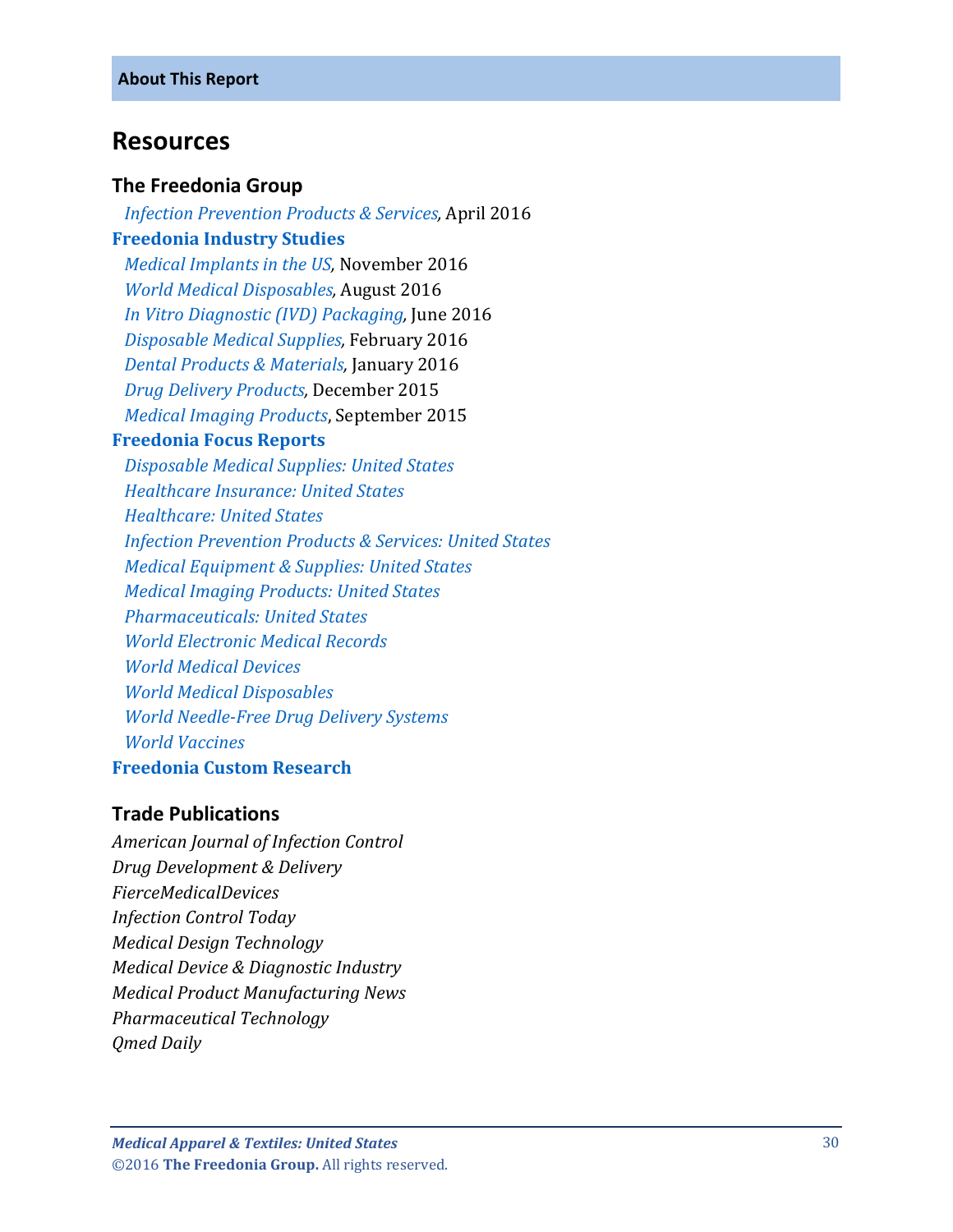**About This Report**

# Resources

### The Freedonia Group

*Infection Prevention Products & Services*, April 2016

**Freedonia Industry Studies**

*Medical Implants in the US*, November 2016
*World Medical Disposables*, August 2016
*In Vitro Diagnostic (IVD) Packaging*, June 2016
*Disposable Medical Supplies*, February 2016
*Dental Products & Materials*, January 2016
*Drug Delivery Products*, December 2015
*Medical Imaging Products*, September 2015

**Freedonia Focus Reports**

*Disposable Medical Supplies: United States*
*Healthcare Insurance: United States*
*Healthcare: United States*
*Infection Prevention Products & Services: United States*
*Medical Equipment & Supplies: United States*
*Medical Imaging Products: United States*
*Pharmaceuticals: United States*
*World Electronic Medical Records*
*World Medical Devices*
*World Medical Disposables*
*World Needle-Free Drug Delivery Systems*
*World Vaccines*

**Freedonia Custom Research**

### Trade Publications

*American Journal of Infection Control*
*Drug Development & Delivery*
*FierceMedicalDevices*
*Infection Control Today*
*Medical Design Technology*
*Medical Device & Diagnostic Industry*
*Medical Product Manufacturing News*
*Pharmaceutical Technology*
*Qmed Daily*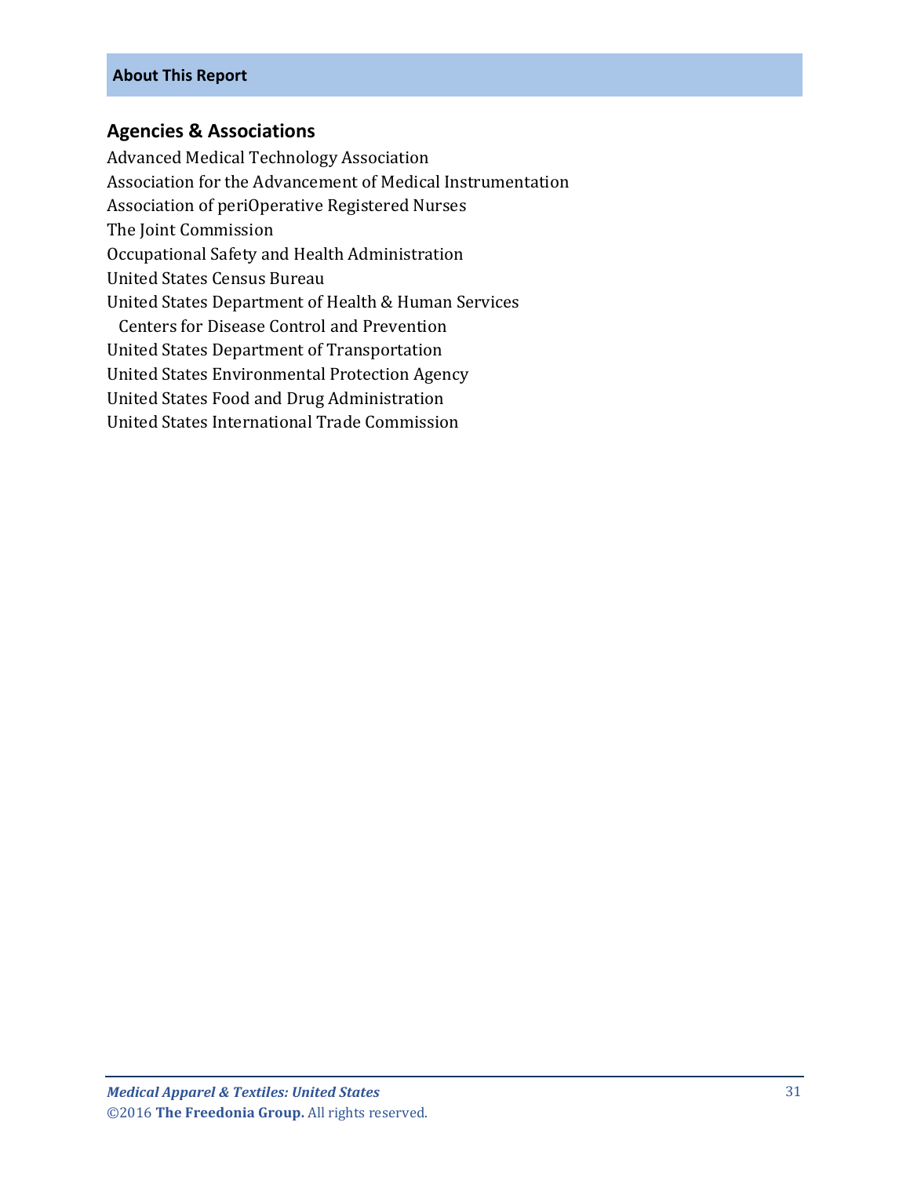## Agencies & Associations

Advanced Medical Technology Association
Association for the Advancement of Medical Instrumentation
Association of periOperative Registered Nurses
The Joint Commission
Occupational Safety and Health Administration
United States Census Bureau
United States Department of Health & Human Services
  Centers for Disease Control and Prevention
United States Department of Transportation
United States Environmental Protection Agency
United States Food and Drug Administration
United States International Trade Commission